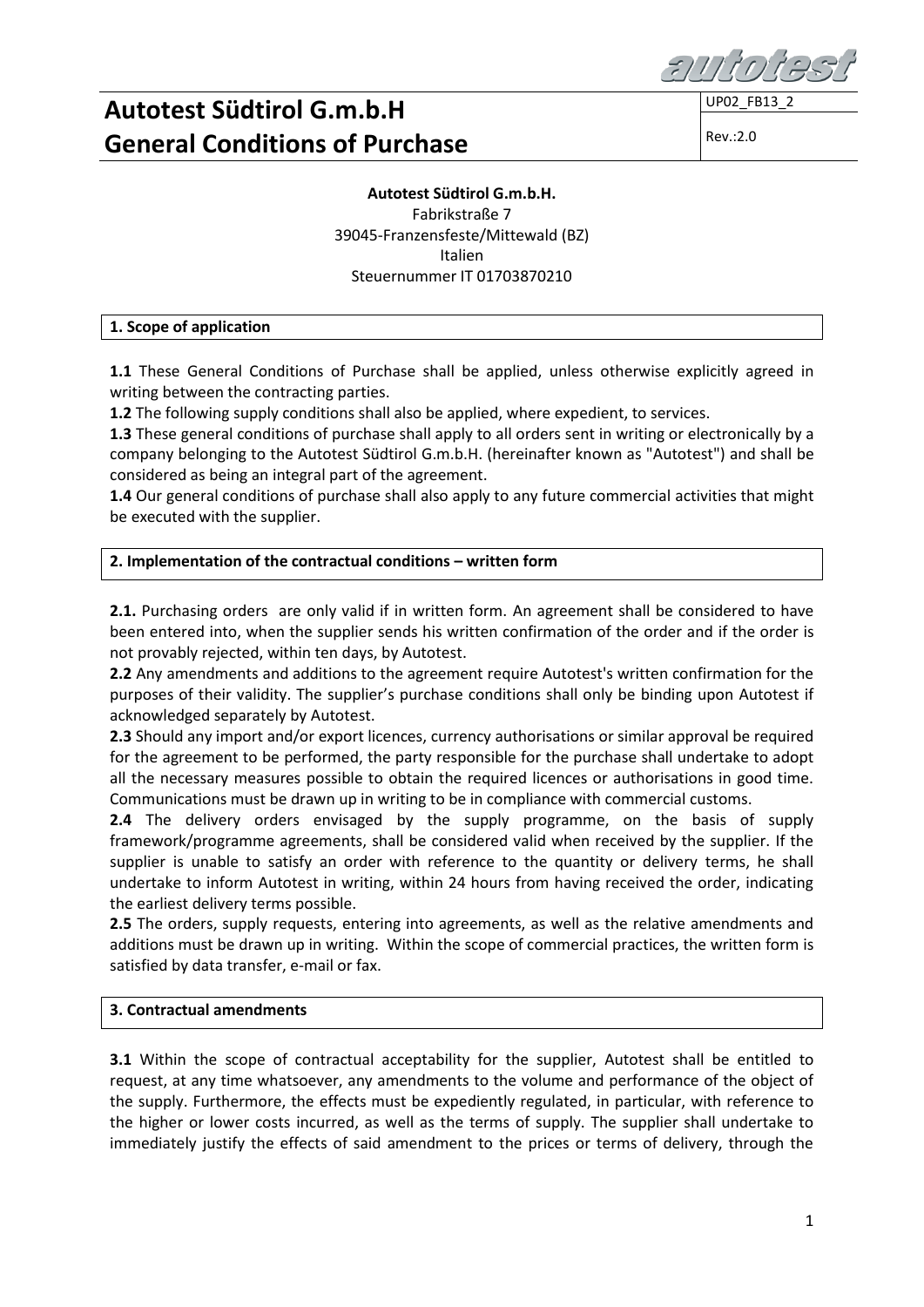# Autotest Südtirol G.m.b.H
# General Conditions of Purchase

UP02_FB13_2

Rev.:2.0

**Autotest Südtirol G.m.b.H.**
Fabrikstraße 7
39045-Franzensfeste/Mittewald (BZ)
Italien
Steuernummer IT 01703870210

## 1. Scope of application

**1.1** These General Conditions of Purchase shall be applied, unless otherwise explicitly agreed in writing between the contracting parties.

**1.2** The following supply conditions shall also be applied, where expedient, to services.

**1.3** These general conditions of purchase shall apply to all orders sent in writing or electronically by a company belonging to the Autotest Südtirol G.m.b.H. (hereinafter known as "Autotest") and shall be considered as being an integral part of the agreement.

**1.4** Our general conditions of purchase shall also apply to any future commercial activities that might be executed with the supplier.

## 2. Implementation of the contractual conditions – written form

**2.1.** Purchasing orders are only valid if in written form. An agreement shall be considered to have been entered into, when the supplier sends his written confirmation of the order and if the order is not provably rejected, within ten days, by Autotest.

**2.2** Any amendments and additions to the agreement require Autotest's written confirmation for the purposes of their validity. The supplier's purchase conditions shall only be binding upon Autotest if acknowledged separately by Autotest.

**2.3** Should any import and/or export licences, currency authorisations or similar approval be required for the agreement to be performed, the party responsible for the purchase shall undertake to adopt all the necessary measures possible to obtain the required licences or authorisations in good time. Communications must be drawn up in writing to be in compliance with commercial customs.

**2.4** The delivery orders envisaged by the supply programme, on the basis of supply framework/programme agreements, shall be considered valid when received by the supplier. If the supplier is unable to satisfy an order with reference to the quantity or delivery terms, he shall undertake to inform Autotest in writing, within 24 hours from having received the order, indicating the earliest delivery terms possible.

**2.5** The orders, supply requests, entering into agreements, as well as the relative amendments and additions must be drawn up in writing. Within the scope of commercial practices, the written form is satisfied by data transfer, e-mail or fax.

## 3. Contractual amendments

**3.1** Within the scope of contractual acceptability for the supplier, Autotest shall be entitled to request, at any time whatsoever, any amendments to the volume and performance of the object of the supply. Furthermore, the effects must be expediently regulated, in particular, with reference to the higher or lower costs incurred, as well as the terms of supply. The supplier shall undertake to immediately justify the effects of said amendment to the prices or terms of delivery, through the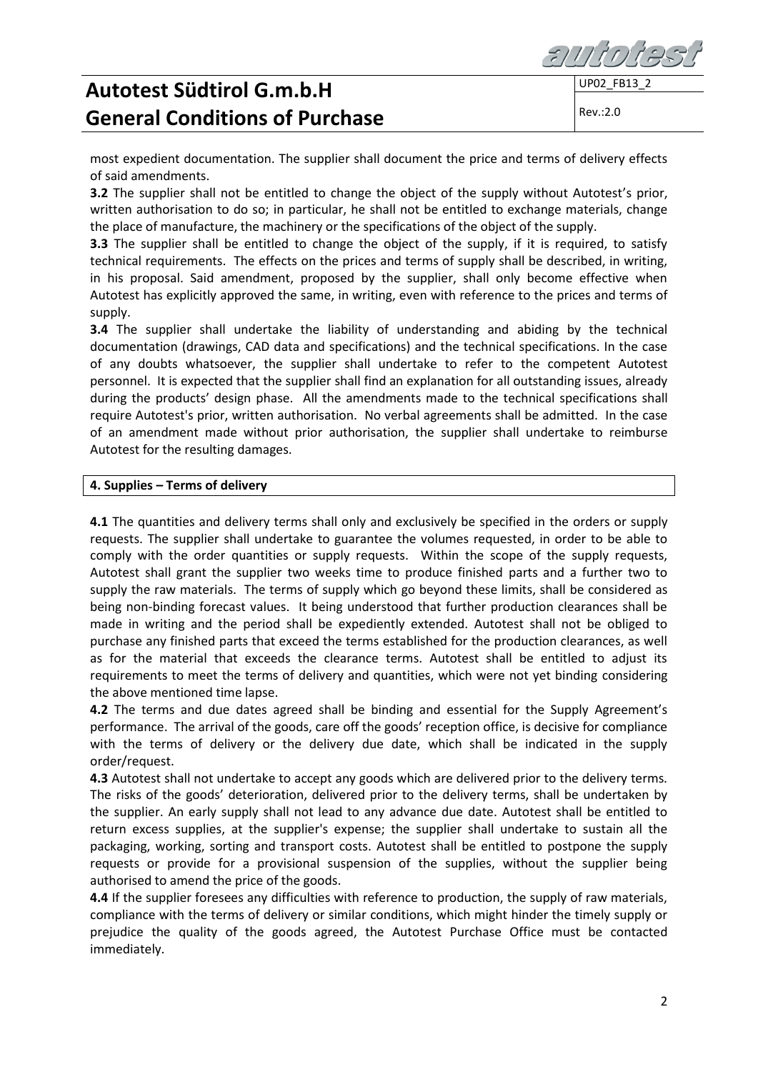most expedient documentation. The supplier shall document the price and terms of delivery effects of said amendments.

**3.2** The supplier shall not be entitled to change the object of the supply without Autotest's prior, written authorisation to do so; in particular, he shall not be entitled to exchange materials, change the place of manufacture, the machinery or the specifications of the object of the supply.

**3.3** The supplier shall be entitled to change the object of the supply, if it is required, to satisfy technical requirements. The effects on the prices and terms of supply shall be described, in writing, in his proposal. Said amendment, proposed by the supplier, shall only become effective when Autotest has explicitly approved the same, in writing, even with reference to the prices and terms of supply.

**3.4** The supplier shall undertake the liability of understanding and abiding by the technical documentation (drawings, CAD data and specifications) and the technical specifications. In the case of any doubts whatsoever, the supplier shall undertake to refer to the competent Autotest personnel. It is expected that the supplier shall find an explanation for all outstanding issues, already during the products' design phase. All the amendments made to the technical specifications shall require Autotest's prior, written authorisation. No verbal agreements shall be admitted. In the case of an amendment made without prior authorisation, the supplier shall undertake to reimburse Autotest for the resulting damages.

## 4. Supplies – Terms of delivery

**4.1** The quantities and delivery terms shall only and exclusively be specified in the orders or supply requests. The supplier shall undertake to guarantee the volumes requested, in order to be able to comply with the order quantities or supply requests. Within the scope of the supply requests, Autotest shall grant the supplier two weeks time to produce finished parts and a further two to supply the raw materials. The terms of supply which go beyond these limits, shall be considered as being non-binding forecast values. It being understood that further production clearances shall be made in writing and the period shall be expediently extended. Autotest shall not be obliged to purchase any finished parts that exceed the terms established for the production clearances, as well as for the material that exceeds the clearance terms. Autotest shall be entitled to adjust its requirements to meet the terms of delivery and quantities, which were not yet binding considering the above mentioned time lapse.

**4.2** The terms and due dates agreed shall be binding and essential for the Supply Agreement's performance. The arrival of the goods, care off the goods' reception office, is decisive for compliance with the terms of delivery or the delivery due date, which shall be indicated in the supply order/request.

**4.3** Autotest shall not undertake to accept any goods which are delivered prior to the delivery terms. The risks of the goods' deterioration, delivered prior to the delivery terms, shall be undertaken by the supplier. An early supply shall not lead to any advance due date. Autotest shall be entitled to return excess supplies, at the supplier's expense; the supplier shall undertake to sustain all the packaging, working, sorting and transport costs. Autotest shall be entitled to postpone the supply requests or provide for a provisional suspension of the supplies, without the supplier being authorised to amend the price of the goods.

**4.4** If the supplier foresees any difficulties with reference to production, the supply of raw materials, compliance with the terms of delivery or similar conditions, which might hinder the timely supply or prejudice the quality of the goods agreed, the Autotest Purchase Office must be contacted immediately.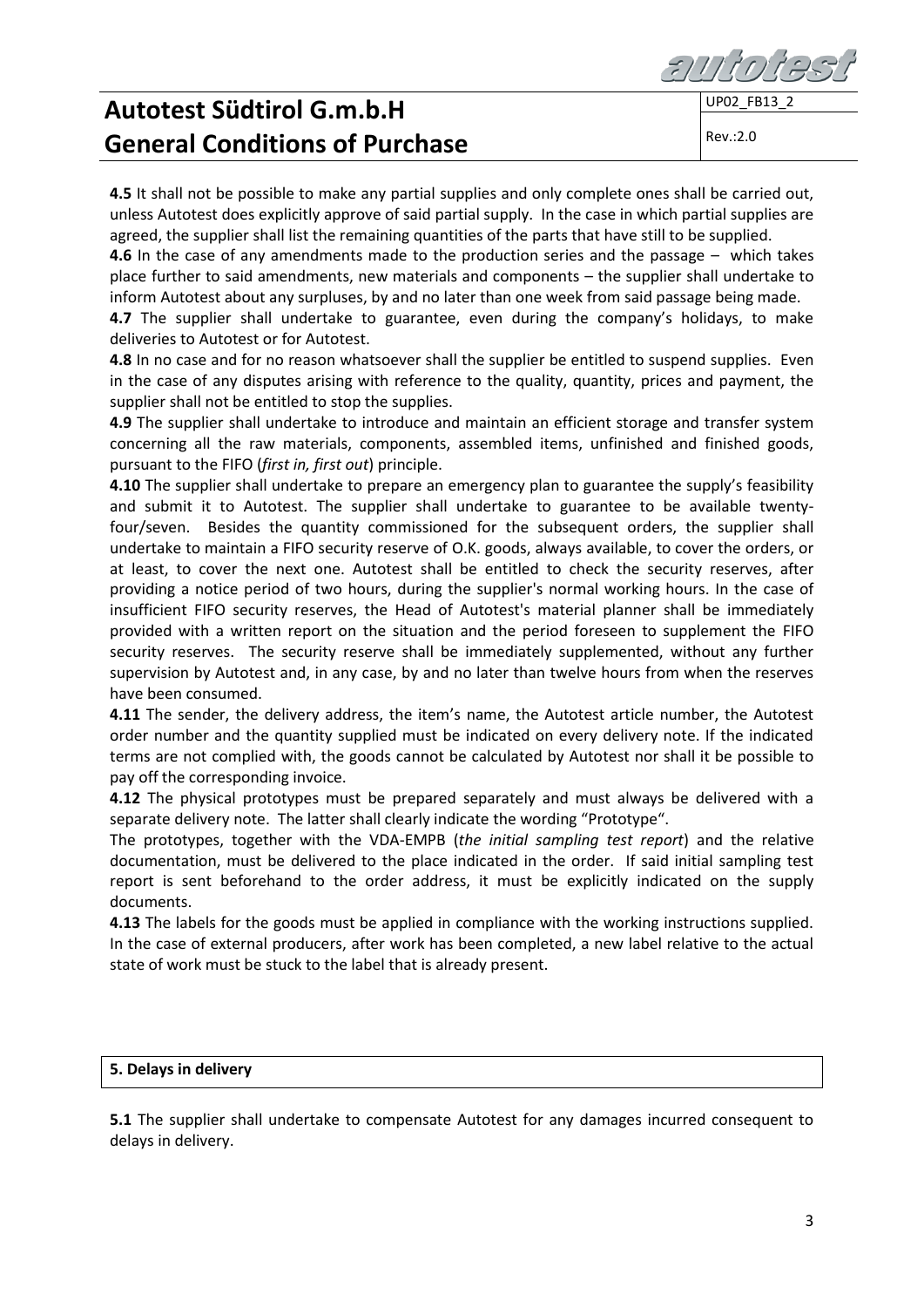**4.5** It shall not be possible to make any partial supplies and only complete ones shall be carried out, unless Autotest does explicitly approve of said partial supply. In the case in which partial supplies are agreed, the supplier shall list the remaining quantities of the parts that have still to be supplied.

**4.6** In the case of any amendments made to the production series and the passage – which takes place further to said amendments, new materials and components – the supplier shall undertake to inform Autotest about any surpluses, by and no later than one week from said passage being made.

**4.7** The supplier shall undertake to guarantee, even during the company's holidays, to make deliveries to Autotest or for Autotest.

**4.8** In no case and for no reason whatsoever shall the supplier be entitled to suspend supplies. Even in the case of any disputes arising with reference to the quality, quantity, prices and payment, the supplier shall not be entitled to stop the supplies.

**4.9** The supplier shall undertake to introduce and maintain an efficient storage and transfer system concerning all the raw materials, components, assembled items, unfinished and finished goods, pursuant to the FIFO (*first in, first out*) principle.

**4.10** The supplier shall undertake to prepare an emergency plan to guarantee the supply's feasibility and submit it to Autotest. The supplier shall undertake to guarantee to be available twenty-four/seven. Besides the quantity commissioned for the subsequent orders, the supplier shall undertake to maintain a FIFO security reserve of O.K. goods, always available, to cover the orders, or at least, to cover the next one. Autotest shall be entitled to check the security reserves, after providing a notice period of two hours, during the supplier's normal working hours. In the case of insufficient FIFO security reserves, the Head of Autotest's material planner shall be immediately provided with a written report on the situation and the period foreseen to supplement the FIFO security reserves. The security reserve shall be immediately supplemented, without any further supervision by Autotest and, in any case, by and no later than twelve hours from when the reserves have been consumed.

**4.11** The sender, the delivery address, the item's name, the Autotest article number, the Autotest order number and the quantity supplied must be indicated on every delivery note. If the indicated terms are not complied with, the goods cannot be calculated by Autotest nor shall it be possible to pay off the corresponding invoice.

**4.12** The physical prototypes must be prepared separately and must always be delivered with a separate delivery note. The latter shall clearly indicate the wording "Prototype".

The prototypes, together with the VDA-EMPB (*the initial sampling test report*) and the relative documentation, must be delivered to the place indicated in the order. If said initial sampling test report is sent beforehand to the order address, it must be explicitly indicated on the supply documents.

**4.13** The labels for the goods must be applied in compliance with the working instructions supplied. In the case of external producers, after work has been completed, a new label relative to the actual state of work must be stuck to the label that is already present.

## 5. Delays in delivery

**5.1** The supplier shall undertake to compensate Autotest for any damages incurred consequent to delays in delivery.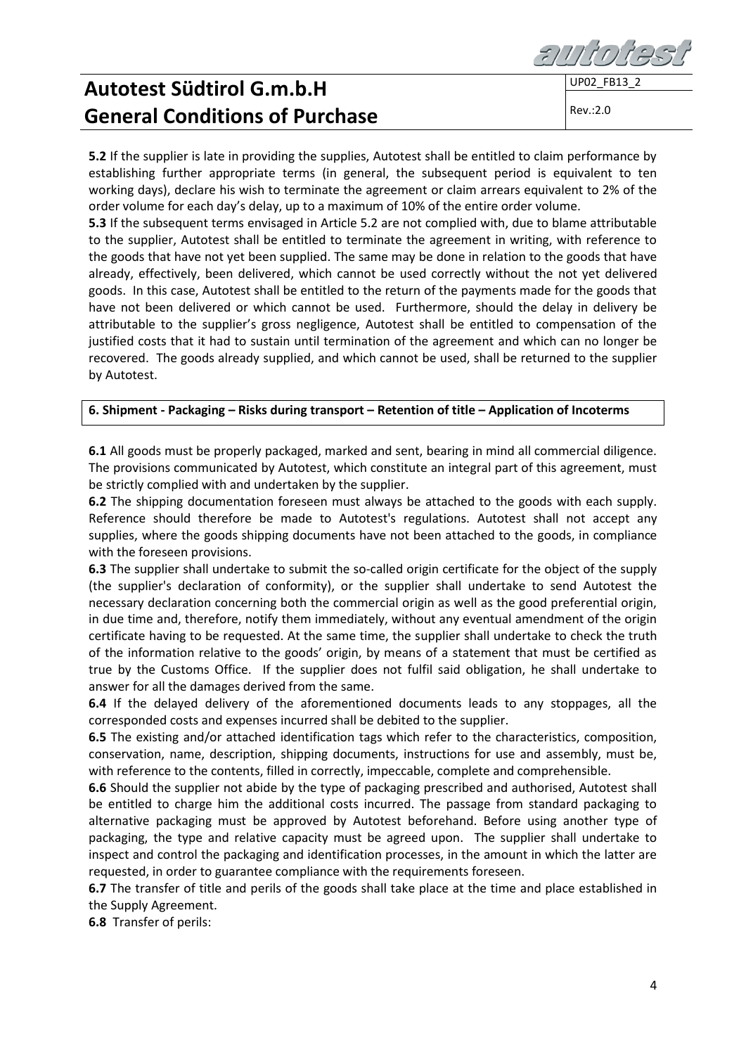**5.2** If the supplier is late in providing the supplies, Autotest shall be entitled to claim performance by establishing further appropriate terms (in general, the subsequent period is equivalent to ten working days), declare his wish to terminate the agreement or claim arrears equivalent to 2% of the order volume for each day's delay, up to a maximum of 10% of the entire order volume.

**5.3** If the subsequent terms envisaged in Article 5.2 are not complied with, due to blame attributable to the supplier, Autotest shall be entitled to terminate the agreement in writing, with reference to the goods that have not yet been supplied. The same may be done in relation to the goods that have already, effectively, been delivered, which cannot be used correctly without the not yet delivered goods. In this case, Autotest shall be entitled to the return of the payments made for the goods that have not been delivered or which cannot be used. Furthermore, should the delay in delivery be attributable to the supplier's gross negligence, Autotest shall be entitled to compensation of the justified costs that it had to sustain until termination of the agreement and which can no longer be recovered. The goods already supplied, and which cannot be used, shall be returned to the supplier by Autotest.

## 6. Shipment - Packaging – Risks during transport – Retention of title – Application of Incoterms

**6.1** All goods must be properly packaged, marked and sent, bearing in mind all commercial diligence. The provisions communicated by Autotest, which constitute an integral part of this agreement, must be strictly complied with and undertaken by the supplier.

**6.2** The shipping documentation foreseen must always be attached to the goods with each supply. Reference should therefore be made to Autotest's regulations. Autotest shall not accept any supplies, where the goods shipping documents have not been attached to the goods, in compliance with the foreseen provisions.

**6.3** The supplier shall undertake to submit the so-called origin certificate for the object of the supply (the supplier's declaration of conformity), or the supplier shall undertake to send Autotest the necessary declaration concerning both the commercial origin as well as the good preferential origin, in due time and, therefore, notify them immediately, without any eventual amendment of the origin certificate having to be requested. At the same time, the supplier shall undertake to check the truth of the information relative to the goods' origin, by means of a statement that must be certified as true by the Customs Office. If the supplier does not fulfil said obligation, he shall undertake to answer for all the damages derived from the same.

**6.4** If the delayed delivery of the aforementioned documents leads to any stoppages, all the corresponded costs and expenses incurred shall be debited to the supplier.

**6.5** The existing and/or attached identification tags which refer to the characteristics, composition, conservation, name, description, shipping documents, instructions for use and assembly, must be, with reference to the contents, filled in correctly, impeccable, complete and comprehensible.

**6.6** Should the supplier not abide by the type of packaging prescribed and authorised, Autotest shall be entitled to charge him the additional costs incurred. The passage from standard packaging to alternative packaging must be approved by Autotest beforehand. Before using another type of packaging, the type and relative capacity must be agreed upon. The supplier shall undertake to inspect and control the packaging and identification processes, in the amount in which the latter are requested, in order to guarantee compliance with the requirements foreseen.

**6.7** The transfer of title and perils of the goods shall take place at the time and place established in the Supply Agreement.

**6.8** Transfer of perils: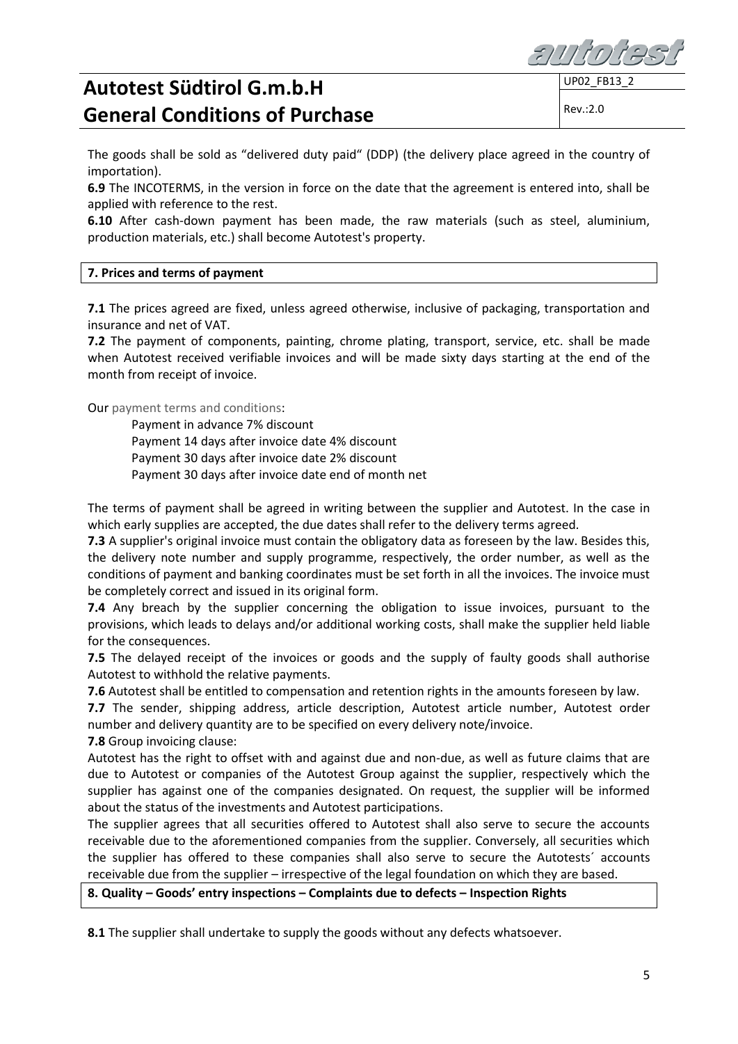The goods shall be sold as "delivered duty paid" (DDP) (the delivery place agreed in the country of importation).

**6.9** The INCOTERMS, in the version in force on the date that the agreement is entered into, shall be applied with reference to the rest.

**6.10** After cash-down payment has been made, the raw materials (such as steel, aluminium, production materials, etc.) shall become Autotest's property.

## 7. Prices and terms of payment

**7.1** The prices agreed are fixed, unless agreed otherwise, inclusive of packaging, transportation and insurance and net of VAT.

**7.2** The payment of components, painting, chrome plating, transport, service, etc. shall be made when Autotest received verifiable invoices and will be made sixty days starting at the end of the month from receipt of invoice.

Our payment terms and conditions:

- Payment in advance 7% discount
- Payment 14 days after invoice date 4% discount
- Payment 30 days after invoice date 2% discount
- Payment 30 days after invoice date end of month net

The terms of payment shall be agreed in writing between the supplier and Autotest. In the case in which early supplies are accepted, the due dates shall refer to the delivery terms agreed.

**7.3** A supplier's original invoice must contain the obligatory data as foreseen by the law. Besides this, the delivery note number and supply programme, respectively, the order number, as well as the conditions of payment and banking coordinates must be set forth in all the invoices. The invoice must be completely correct and issued in its original form.

**7.4** Any breach by the supplier concerning the obligation to issue invoices, pursuant to the provisions, which leads to delays and/or additional working costs, shall make the supplier held liable for the consequences.

**7.5** The delayed receipt of the invoices or goods and the supply of faulty goods shall authorise Autotest to withhold the relative payments.

**7.6** Autotest shall be entitled to compensation and retention rights in the amounts foreseen by law.

**7.7** The sender, shipping address, article description, Autotest article number, Autotest order number and delivery quantity are to be specified on every delivery note/invoice.

**7.8** Group invoicing clause:

Autotest has the right to offset with and against due and non-due, as well as future claims that are due to Autotest or companies of the Autotest Group against the supplier, respectively which the supplier has against one of the companies designated. On request, the supplier will be informed about the status of the investments and Autotest participations.

The supplier agrees that all securities offered to Autotest shall also serve to secure the accounts receivable due to the aforementioned companies from the supplier. Conversely, all securities which the supplier has offered to these companies shall also serve to secure the Autotests´ accounts receivable due from the supplier – irrespective of the legal foundation on which they are based.

## 8. Quality – Goods' entry inspections – Complaints due to defects – Inspection Rights

**8.1** The supplier shall undertake to supply the goods without any defects whatsoever.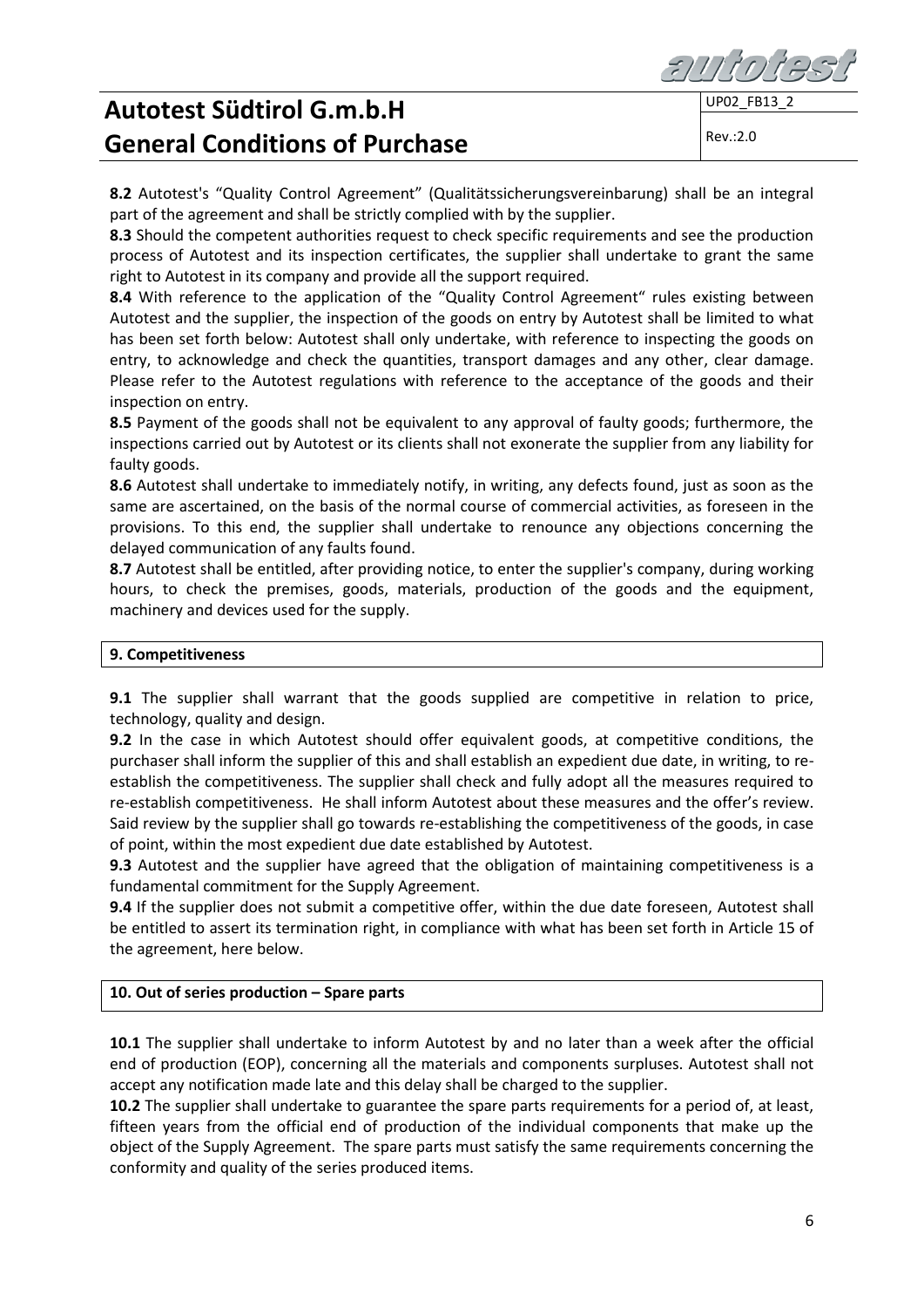**8.2** Autotest's "Quality Control Agreement" (Qualitätssicherungsvereinbarung) shall be an integral part of the agreement and shall be strictly complied with by the supplier.

**8.3** Should the competent authorities request to check specific requirements and see the production process of Autotest and its inspection certificates, the supplier shall undertake to grant the same right to Autotest in its company and provide all the support required.

**8.4** With reference to the application of the "Quality Control Agreement" rules existing between Autotest and the supplier, the inspection of the goods on entry by Autotest shall be limited to what has been set forth below: Autotest shall only undertake, with reference to inspecting the goods on entry, to acknowledge and check the quantities, transport damages and any other, clear damage. Please refer to the Autotest regulations with reference to the acceptance of the goods and their inspection on entry.

**8.5** Payment of the goods shall not be equivalent to any approval of faulty goods; furthermore, the inspections carried out by Autotest or its clients shall not exonerate the supplier from any liability for faulty goods.

**8.6** Autotest shall undertake to immediately notify, in writing, any defects found, just as soon as the same are ascertained, on the basis of the normal course of commercial activities, as foreseen in the provisions. To this end, the supplier shall undertake to renounce any objections concerning the delayed communication of any faults found.

**8.7** Autotest shall be entitled, after providing notice, to enter the supplier's company, during working hours, to check the premises, goods, materials, production of the goods and the equipment, machinery and devices used for the supply.

## 9. Competitiveness

**9.1** The supplier shall warrant that the goods supplied are competitive in relation to price, technology, quality and design.

**9.2** In the case in which Autotest should offer equivalent goods, at competitive conditions, the purchaser shall inform the supplier of this and shall establish an expedient due date, in writing, to re-establish the competitiveness. The supplier shall check and fully adopt all the measures required to re-establish competitiveness. He shall inform Autotest about these measures and the offer's review. Said review by the supplier shall go towards re-establishing the competitiveness of the goods, in case of point, within the most expedient due date established by Autotest.

**9.3** Autotest and the supplier have agreed that the obligation of maintaining competitiveness is a fundamental commitment for the Supply Agreement.

**9.4** If the supplier does not submit a competitive offer, within the due date foreseen, Autotest shall be entitled to assert its termination right, in compliance with what has been set forth in Article 15 of the agreement, here below.

## 10. Out of series production – Spare parts

**10.1** The supplier shall undertake to inform Autotest by and no later than a week after the official end of production (EOP), concerning all the materials and components surpluses. Autotest shall not accept any notification made late and this delay shall be charged to the supplier.

**10.2** The supplier shall undertake to guarantee the spare parts requirements for a period of, at least, fifteen years from the official end of production of the individual components that make up the object of the Supply Agreement. The spare parts must satisfy the same requirements concerning the conformity and quality of the series produced items.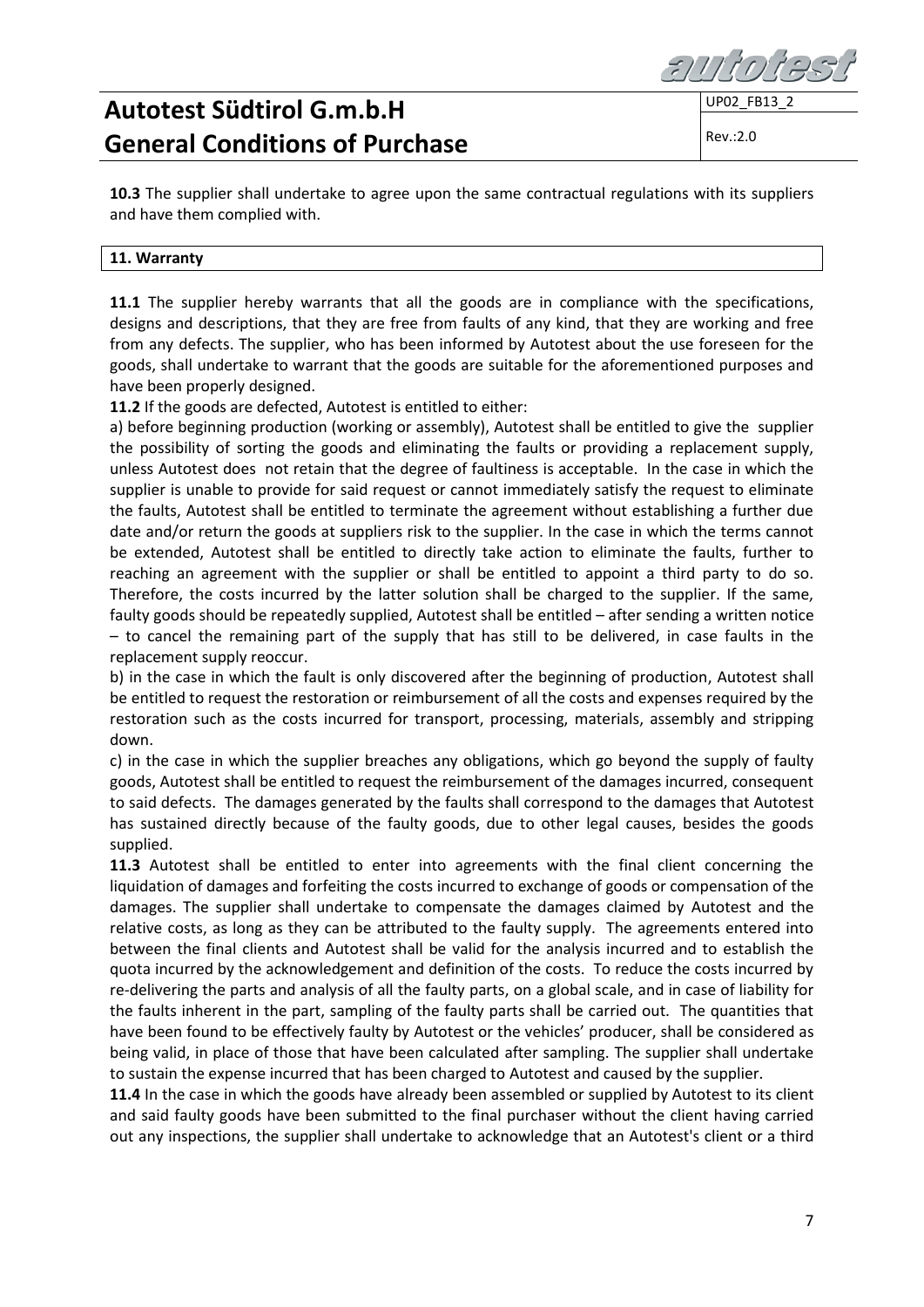**10.3** The supplier shall undertake to agree upon the same contractual regulations with its suppliers and have them complied with.

## 11. Warranty

**11.1** The supplier hereby warrants that all the goods are in compliance with the specifications, designs and descriptions, that they are free from faults of any kind, that they are working and free from any defects. The supplier, who has been informed by Autotest about the use foreseen for the goods, shall undertake to warrant that the goods are suitable for the aforementioned purposes and have been properly designed.

**11.2** If the goods are defected, Autotest is entitled to either:

a) before beginning production (working or assembly), Autotest shall be entitled to give the supplier the possibility of sorting the goods and eliminating the faults or providing a replacement supply, unless Autotest does not retain that the degree of faultiness is acceptable. In the case in which the supplier is unable to provide for said request or cannot immediately satisfy the request to eliminate the faults, Autotest shall be entitled to terminate the agreement without establishing a further due date and/or return the goods at suppliers risk to the supplier. In the case in which the terms cannot be extended, Autotest shall be entitled to directly take action to eliminate the faults, further to reaching an agreement with the supplier or shall be entitled to appoint a third party to do so. Therefore, the costs incurred by the latter solution shall be charged to the supplier. If the same, faulty goods should be repeatedly supplied, Autotest shall be entitled – after sending a written notice – to cancel the remaining part of the supply that has still to be delivered, in case faults in the replacement supply reoccur.

b) in the case in which the fault is only discovered after the beginning of production, Autotest shall be entitled to request the restoration or reimbursement of all the costs and expenses required by the restoration such as the costs incurred for transport, processing, materials, assembly and stripping down.

c) in the case in which the supplier breaches any obligations, which go beyond the supply of faulty goods, Autotest shall be entitled to request the reimbursement of the damages incurred, consequent to said defects. The damages generated by the faults shall correspond to the damages that Autotest has sustained directly because of the faulty goods, due to other legal causes, besides the goods supplied.

**11.3** Autotest shall be entitled to enter into agreements with the final client concerning the liquidation of damages and forfeiting the costs incurred to exchange of goods or compensation of the damages. The supplier shall undertake to compensate the damages claimed by Autotest and the relative costs, as long as they can be attributed to the faulty supply. The agreements entered into between the final clients and Autotest shall be valid for the analysis incurred and to establish the quota incurred by the acknowledgement and definition of the costs. To reduce the costs incurred by re-delivering the parts and analysis of all the faulty parts, on a global scale, and in case of liability for the faults inherent in the part, sampling of the faulty parts shall be carried out. The quantities that have been found to be effectively faulty by Autotest or the vehicles' producer, shall be considered as being valid, in place of those that have been calculated after sampling. The supplier shall undertake to sustain the expense incurred that has been charged to Autotest and caused by the supplier.

**11.4** In the case in which the goods have already been assembled or supplied by Autotest to its client and said faulty goods have been submitted to the final purchaser without the client having carried out any inspections, the supplier shall undertake to acknowledge that an Autotest's client or a third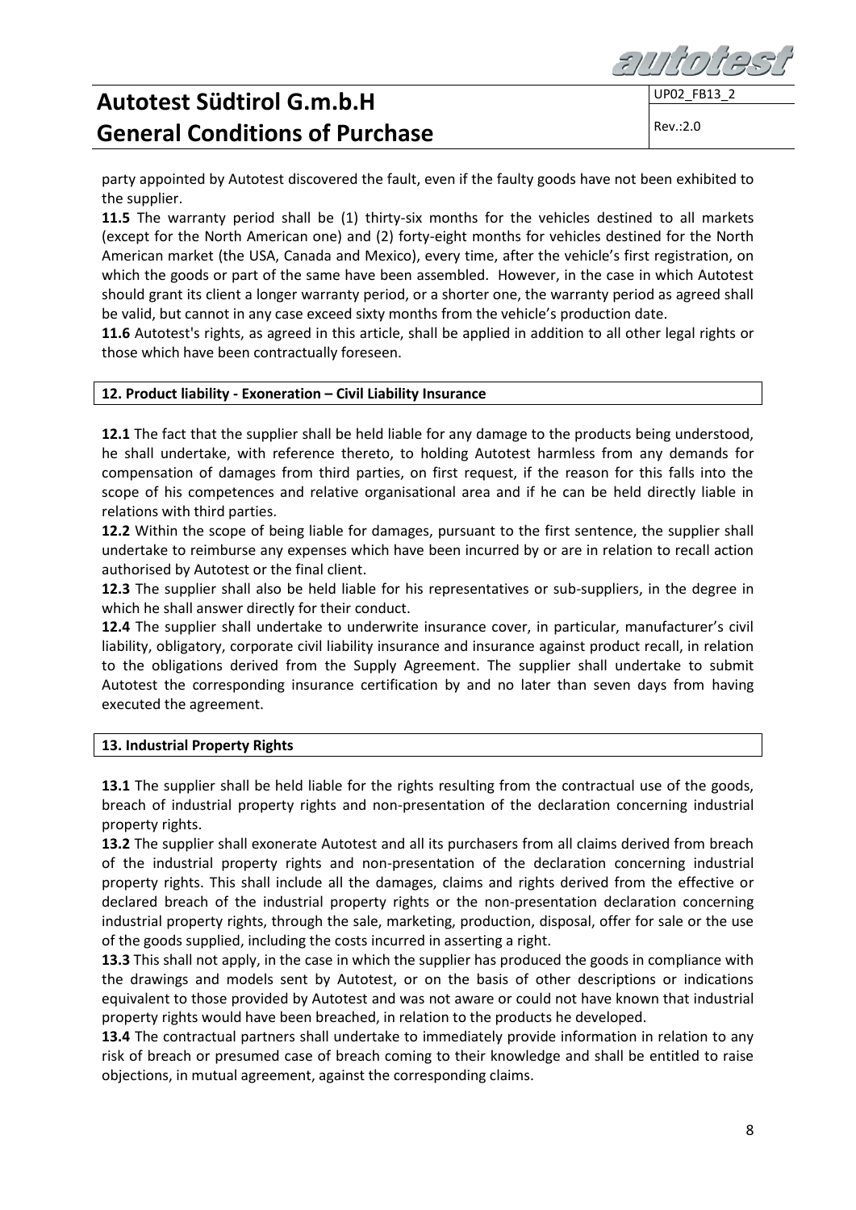party appointed by Autotest discovered the fault, even if the faulty goods have not been exhibited to the supplier.

**11.5** The warranty period shall be (1) thirty-six months for the vehicles destined to all markets (except for the North American one) and (2) forty-eight months for vehicles destined for the North American market (the USA, Canada and Mexico), every time, after the vehicle's first registration, on which the goods or part of the same have been assembled. However, in the case in which Autotest should grant its client a longer warranty period, or a shorter one, the warranty period as agreed shall be valid, but cannot in any case exceed sixty months from the vehicle's production date.

**11.6** Autotest's rights, as agreed in this article, shall be applied in addition to all other legal rights or those which have been contractually foreseen.

## 12. Product liability - Exoneration – Civil Liability Insurance

**12.1** The fact that the supplier shall be held liable for any damage to the products being understood, he shall undertake, with reference thereto, to holding Autotest harmless from any demands for compensation of damages from third parties, on first request, if the reason for this falls into the scope of his competences and relative organisational area and if he can be held directly liable in relations with third parties.

**12.2** Within the scope of being liable for damages, pursuant to the first sentence, the supplier shall undertake to reimburse any expenses which have been incurred by or are in relation to recall action authorised by Autotest or the final client.

**12.3** The supplier shall also be held liable for his representatives or sub-suppliers, in the degree in which he shall answer directly for their conduct.

**12.4** The supplier shall undertake to underwrite insurance cover, in particular, manufacturer's civil liability, obligatory, corporate civil liability insurance and insurance against product recall, in relation to the obligations derived from the Supply Agreement. The supplier shall undertake to submit Autotest the corresponding insurance certification by and no later than seven days from having executed the agreement.

## 13. Industrial Property Rights

**13.1** The supplier shall be held liable for the rights resulting from the contractual use of the goods, breach of industrial property rights and non-presentation of the declaration concerning industrial property rights.

**13.2** The supplier shall exonerate Autotest and all its purchasers from all claims derived from breach of the industrial property rights and non-presentation of the declaration concerning industrial property rights. This shall include all the damages, claims and rights derived from the effective or declared breach of the industrial property rights or the non-presentation declaration concerning industrial property rights, through the sale, marketing, production, disposal, offer for sale or the use of the goods supplied, including the costs incurred in asserting a right.

**13.3** This shall not apply, in the case in which the supplier has produced the goods in compliance with the drawings and models sent by Autotest, or on the basis of other descriptions or indications equivalent to those provided by Autotest and was not aware or could not have known that industrial property rights would have been breached, in relation to the products he developed.

**13.4** The contractual partners shall undertake to immediately provide information in relation to any risk of breach or presumed case of breach coming to their knowledge and shall be entitled to raise objections, in mutual agreement, against the corresponding claims.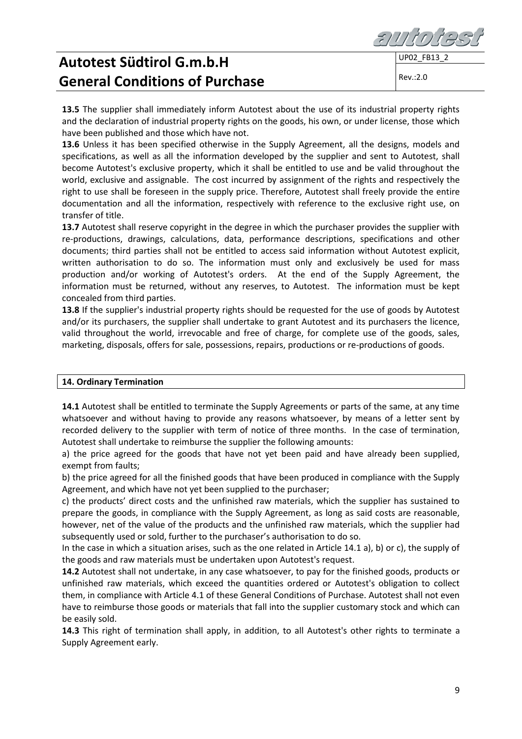**13.5** The supplier shall immediately inform Autotest about the use of its industrial property rights and the declaration of industrial property rights on the goods, his own, or under license, those which have been published and those which have not.

**13.6** Unless it has been specified otherwise in the Supply Agreement, all the designs, models and specifications, as well as all the information developed by the supplier and sent to Autotest, shall become Autotest's exclusive property, which it shall be entitled to use and be valid throughout the world, exclusive and assignable. The cost incurred by assignment of the rights and respectively the right to use shall be foreseen in the supply price. Therefore, Autotest shall freely provide the entire documentation and all the information, respectively with reference to the exclusive right use, on transfer of title.

**13.7** Autotest shall reserve copyright in the degree in which the purchaser provides the supplier with re-productions, drawings, calculations, data, performance descriptions, specifications and other documents; third parties shall not be entitled to access said information without Autotest explicit, written authorisation to do so. The information must only and exclusively be used for mass production and/or working of Autotest's orders. At the end of the Supply Agreement, the information must be returned, without any reserves, to Autotest. The information must be kept concealed from third parties.

**13.8** If the supplier's industrial property rights should be requested for the use of goods by Autotest and/or its purchasers, the supplier shall undertake to grant Autotest and its purchasers the licence, valid throughout the world, irrevocable and free of charge, for complete use of the goods, sales, marketing, disposals, offers for sale, possessions, repairs, productions or re-productions of goods.

## 14. Ordinary Termination

**14.1** Autotest shall be entitled to terminate the Supply Agreements or parts of the same, at any time whatsoever and without having to provide any reasons whatsoever, by means of a letter sent by recorded delivery to the supplier with term of notice of three months. In the case of termination, Autotest shall undertake to reimburse the supplier the following amounts:

a) the price agreed for the goods that have not yet been paid and have already been supplied, exempt from faults;

b) the price agreed for all the finished goods that have been produced in compliance with the Supply Agreement, and which have not yet been supplied to the purchaser;

c) the products' direct costs and the unfinished raw materials, which the supplier has sustained to prepare the goods, in compliance with the Supply Agreement, as long as said costs are reasonable, however, net of the value of the products and the unfinished raw materials, which the supplier had subsequently used or sold, further to the purchaser's authorisation to do so.

In the case in which a situation arises, such as the one related in Article 14.1 a), b) or c), the supply of the goods and raw materials must be undertaken upon Autotest's request.

**14.2** Autotest shall not undertake, in any case whatsoever, to pay for the finished goods, products or unfinished raw materials, which exceed the quantities ordered or Autotest's obligation to collect them, in compliance with Article 4.1 of these General Conditions of Purchase. Autotest shall not even have to reimburse those goods or materials that fall into the supplier customary stock and which can be easily sold.

**14.3** This right of termination shall apply, in addition, to all Autotest's other rights to terminate a Supply Agreement early.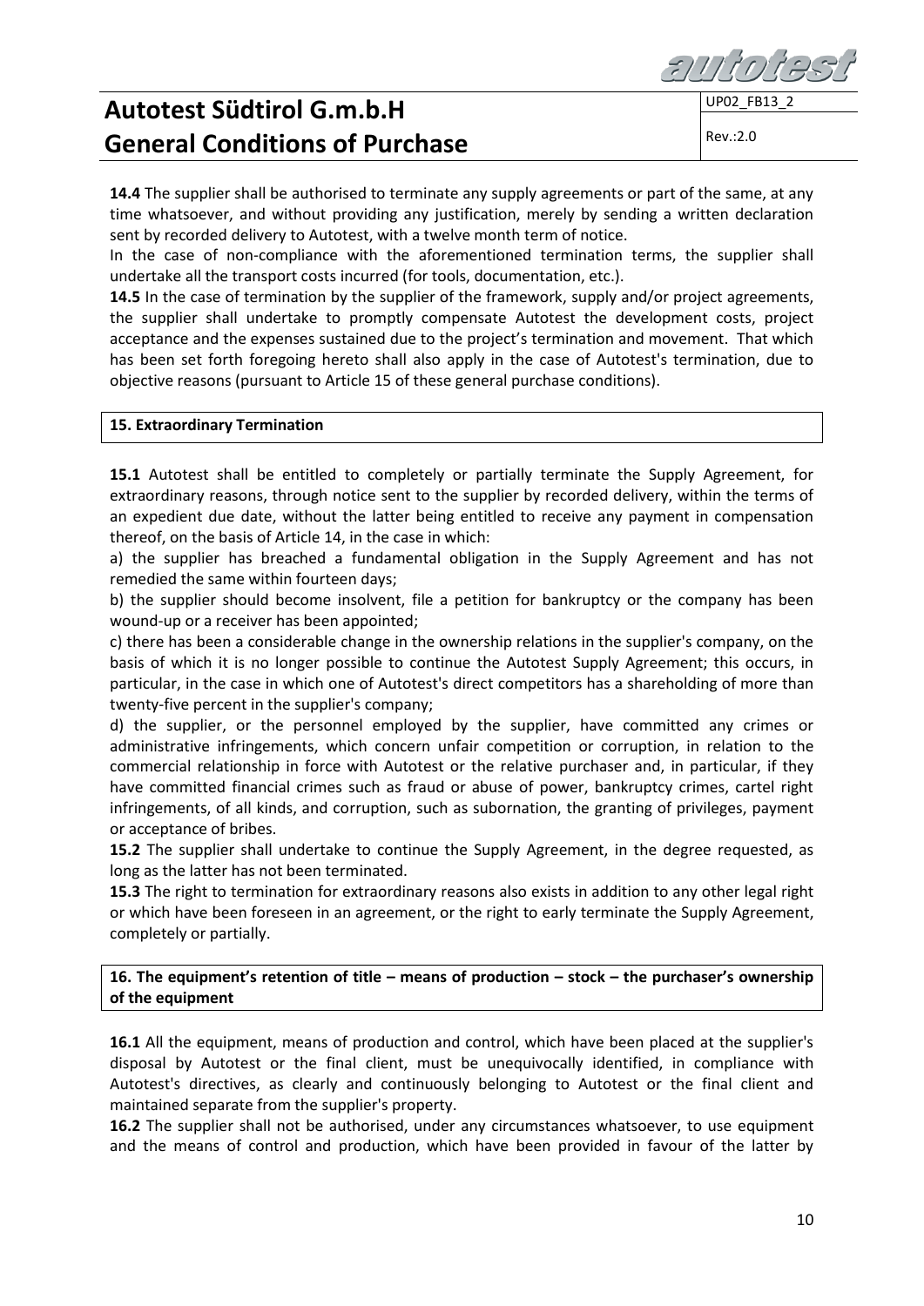**14.4** The supplier shall be authorised to terminate any supply agreements or part of the same, at any time whatsoever, and without providing any justification, merely by sending a written declaration sent by recorded delivery to Autotest, with a twelve month term of notice.

In the case of non-compliance with the aforementioned termination terms, the supplier shall undertake all the transport costs incurred (for tools, documentation, etc.).

**14.5** In the case of termination by the supplier of the framework, supply and/or project agreements, the supplier shall undertake to promptly compensate Autotest the development costs, project acceptance and the expenses sustained due to the project's termination and movement. That which has been set forth foregoing hereto shall also apply in the case of Autotest's termination, due to objective reasons (pursuant to Article 15 of these general purchase conditions).

## 15. Extraordinary Termination

**15.1** Autotest shall be entitled to completely or partially terminate the Supply Agreement, for extraordinary reasons, through notice sent to the supplier by recorded delivery, within the terms of an expedient due date, without the latter being entitled to receive any payment in compensation thereof, on the basis of Article 14, in the case in which:

a) the supplier has breached a fundamental obligation in the Supply Agreement and has not remedied the same within fourteen days;

b) the supplier should become insolvent, file a petition for bankruptcy or the company has been wound-up or a receiver has been appointed;

c) there has been a considerable change in the ownership relations in the supplier's company, on the basis of which it is no longer possible to continue the Autotest Supply Agreement; this occurs, in particular, in the case in which one of Autotest's direct competitors has a shareholding of more than twenty-five percent in the supplier's company;

d) the supplier, or the personnel employed by the supplier, have committed any crimes or administrative infringements, which concern unfair competition or corruption, in relation to the commercial relationship in force with Autotest or the relative purchaser and, in particular, if they have committed financial crimes such as fraud or abuse of power, bankruptcy crimes, cartel right infringements, of all kinds, and corruption, such as subornation, the granting of privileges, payment or acceptance of bribes.

**15.2** The supplier shall undertake to continue the Supply Agreement, in the degree requested, as long as the latter has not been terminated.

**15.3** The right to termination for extraordinary reasons also exists in addition to any other legal right or which have been foreseen in an agreement, or the right to early terminate the Supply Agreement, completely or partially.

## 16. The equipment's retention of title – means of production – stock – the purchaser's ownership of the equipment

**16.1** All the equipment, means of production and control, which have been placed at the supplier's disposal by Autotest or the final client, must be unequivocally identified, in compliance with Autotest's directives, as clearly and continuously belonging to Autotest or the final client and maintained separate from the supplier's property.

**16.2** The supplier shall not be authorised, under any circumstances whatsoever, to use equipment and the means of control and production, which have been provided in favour of the latter by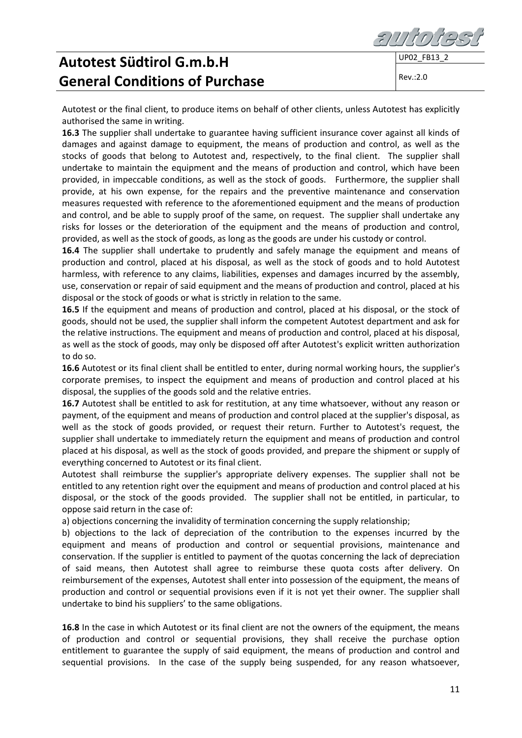Autotest or the final client, to produce items on behalf of other clients, unless Autotest has explicitly authorised the same in writing.

**16.3** The supplier shall undertake to guarantee having sufficient insurance cover against all kinds of damages and against damage to equipment, the means of production and control, as well as the stocks of goods that belong to Autotest and, respectively, to the final client. The supplier shall undertake to maintain the equipment and the means of production and control, which have been provided, in impeccable conditions, as well as the stock of goods. Furthermore, the supplier shall provide, at his own expense, for the repairs and the preventive maintenance and conservation measures requested with reference to the aforementioned equipment and the means of production and control, and be able to supply proof of the same, on request. The supplier shall undertake any risks for losses or the deterioration of the equipment and the means of production and control, provided, as well as the stock of goods, as long as the goods are under his custody or control.

**16.4** The supplier shall undertake to prudently and safely manage the equipment and means of production and control, placed at his disposal, as well as the stock of goods and to hold Autotest harmless, with reference to any claims, liabilities, expenses and damages incurred by the assembly, use, conservation or repair of said equipment and the means of production and control, placed at his disposal or the stock of goods or what is strictly in relation to the same.

**16.5** If the equipment and means of production and control, placed at his disposal, or the stock of goods, should not be used, the supplier shall inform the competent Autotest department and ask for the relative instructions. The equipment and means of production and control, placed at his disposal, as well as the stock of goods, may only be disposed off after Autotest's explicit written authorization to do so.

**16.6** Autotest or its final client shall be entitled to enter, during normal working hours, the supplier's corporate premises, to inspect the equipment and means of production and control placed at his disposal, the supplies of the goods sold and the relative entries.

**16.7** Autotest shall be entitled to ask for restitution, at any time whatsoever, without any reason or payment, of the equipment and means of production and control placed at the supplier's disposal, as well as the stock of goods provided, or request their return. Further to Autotest's request, the supplier shall undertake to immediately return the equipment and means of production and control placed at his disposal, as well as the stock of goods provided, and prepare the shipment or supply of everything concerned to Autotest or its final client.

Autotest shall reimburse the supplier's appropriate delivery expenses. The supplier shall not be entitled to any retention right over the equipment and means of production and control placed at his disposal, or the stock of the goods provided. The supplier shall not be entitled, in particular, to oppose said return in the case of:

a) objections concerning the invalidity of termination concerning the supply relationship;

b) objections to the lack of depreciation of the contribution to the expenses incurred by the equipment and means of production and control or sequential provisions, maintenance and conservation. If the supplier is entitled to payment of the quotas concerning the lack of depreciation of said means, then Autotest shall agree to reimburse these quota costs after delivery. On reimbursement of the expenses, Autotest shall enter into possession of the equipment, the means of production and control or sequential provisions even if it is not yet their owner. The supplier shall undertake to bind his suppliers' to the same obligations.

**16.8** In the case in which Autotest or its final client are not the owners of the equipment, the means of production and control or sequential provisions, they shall receive the purchase option entitlement to guarantee the supply of said equipment, the means of production and control and sequential provisions. In the case of the supply being suspended, for any reason whatsoever,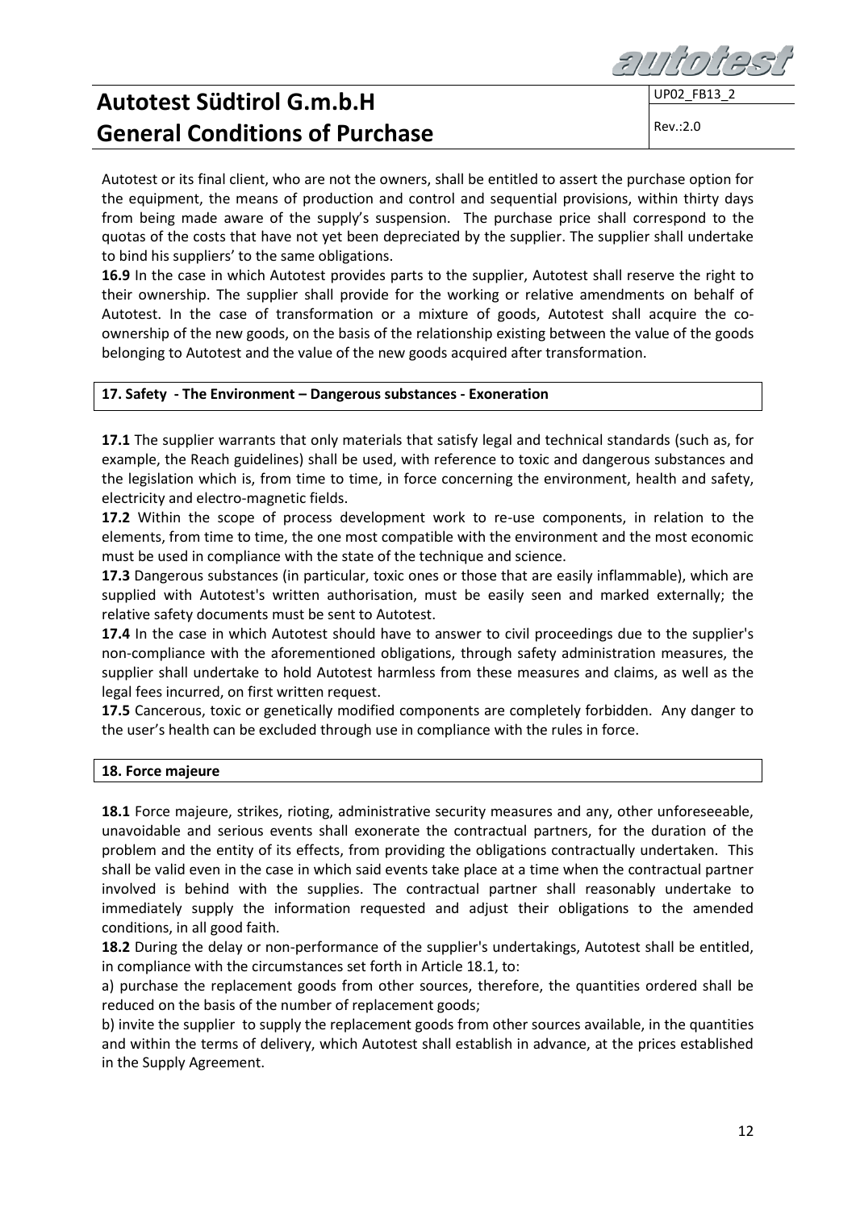Autotest or its final client, who are not the owners, shall be entitled to assert the purchase option for the equipment, the means of production and control and sequential provisions, within thirty days from being made aware of the supply's suspension. The purchase price shall correspond to the quotas of the costs that have not yet been depreciated by the supplier. The supplier shall undertake to bind his suppliers' to the same obligations.

**16.9** In the case in which Autotest provides parts to the supplier, Autotest shall reserve the right to their ownership. The supplier shall provide for the working or relative amendments on behalf of Autotest. In the case of transformation or a mixture of goods, Autotest shall acquire the co-ownership of the new goods, on the basis of the relationship existing between the value of the goods belonging to Autotest and the value of the new goods acquired after transformation.

## 17. Safety - The Environment – Dangerous substances - Exoneration

**17.1** The supplier warrants that only materials that satisfy legal and technical standards (such as, for example, the Reach guidelines) shall be used, with reference to toxic and dangerous substances and the legislation which is, from time to time, in force concerning the environment, health and safety, electricity and electro-magnetic fields.

**17.2** Within the scope of process development work to re-use components, in relation to the elements, from time to time, the one most compatible with the environment and the most economic must be used in compliance with the state of the technique and science.

**17.3** Dangerous substances (in particular, toxic ones or those that are easily inflammable), which are supplied with Autotest's written authorisation, must be easily seen and marked externally; the relative safety documents must be sent to Autotest.

**17.4** In the case in which Autotest should have to answer to civil proceedings due to the supplier's non-compliance with the aforementioned obligations, through safety administration measures, the supplier shall undertake to hold Autotest harmless from these measures and claims, as well as the legal fees incurred, on first written request.

**17.5** Cancerous, toxic or genetically modified components are completely forbidden. Any danger to the user's health can be excluded through use in compliance with the rules in force.

## 18. Force majeure

**18.1** Force majeure, strikes, rioting, administrative security measures and any, other unforeseeable, unavoidable and serious events shall exonerate the contractual partners, for the duration of the problem and the entity of its effects, from providing the obligations contractually undertaken. This shall be valid even in the case in which said events take place at a time when the contractual partner involved is behind with the supplies. The contractual partner shall reasonably undertake to immediately supply the information requested and adjust their obligations to the amended conditions, in all good faith.

**18.2** During the delay or non-performance of the supplier's undertakings, Autotest shall be entitled, in compliance with the circumstances set forth in Article 18.1, to:

a) purchase the replacement goods from other sources, therefore, the quantities ordered shall be reduced on the basis of the number of replacement goods;

b) invite the supplier to supply the replacement goods from other sources available, in the quantities and within the terms of delivery, which Autotest shall establish in advance, at the prices established in the Supply Agreement.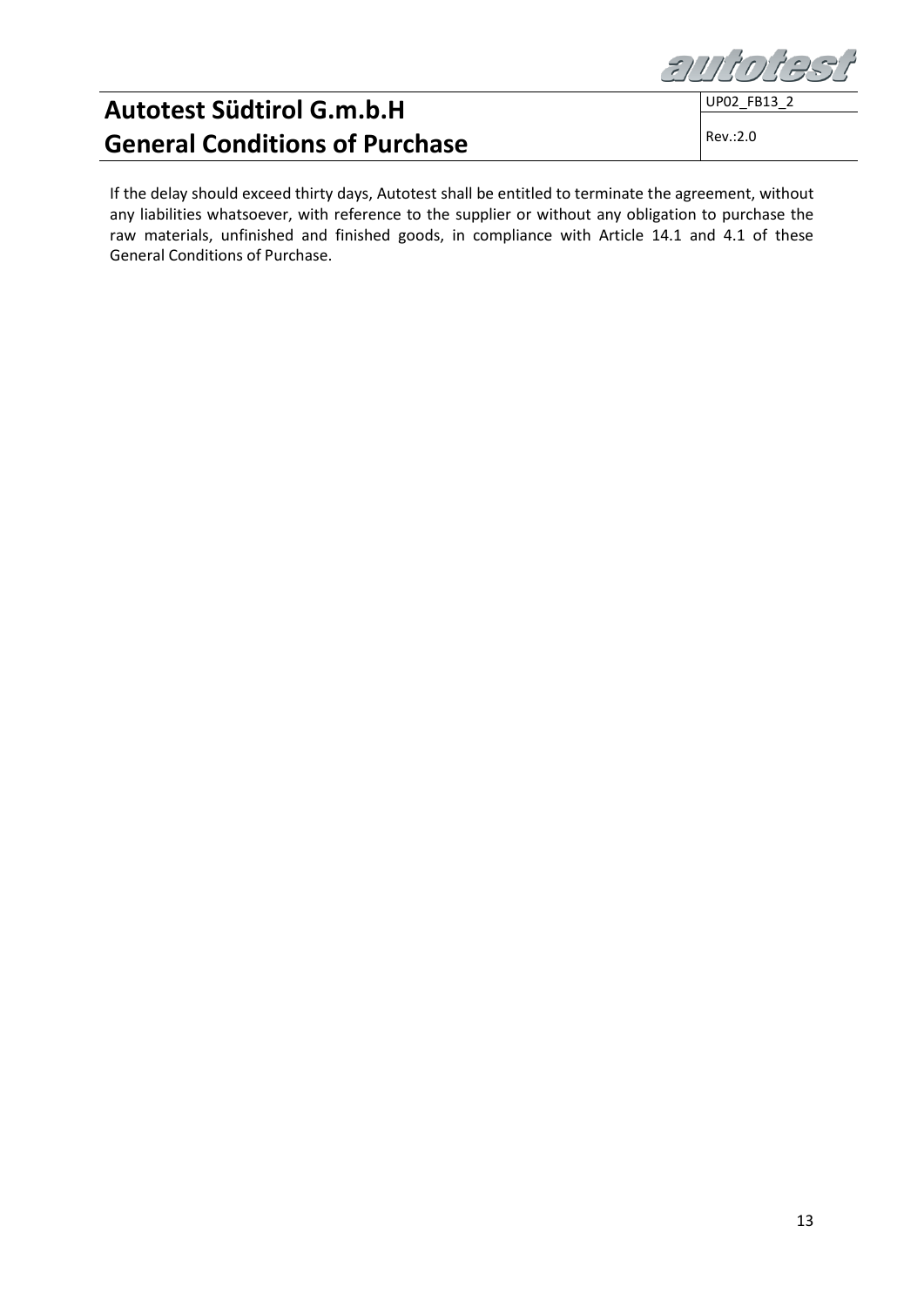If the delay should exceed thirty days, Autotest shall be entitled to terminate the agreement, without any liabilities whatsoever, with reference to the supplier or without any obligation to purchase the raw materials, unfinished and finished goods, in compliance with Article 14.1 and 4.1 of these General Conditions of Purchase.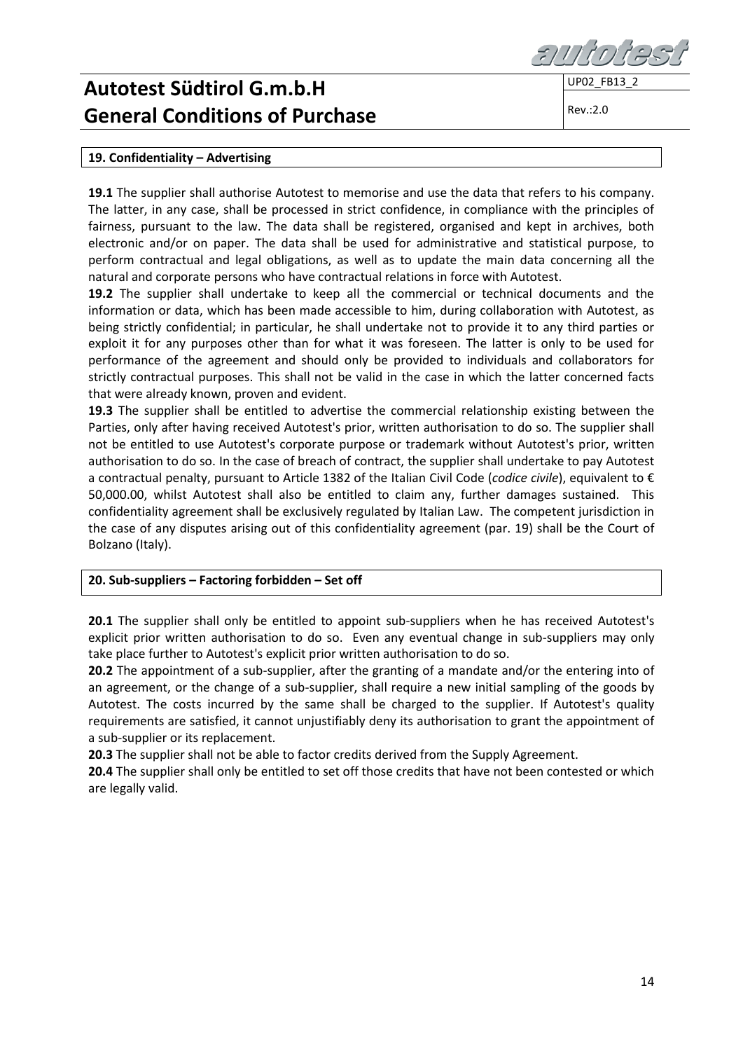## 19. Confidentiality – Advertising

**19.1** The supplier shall authorise Autotest to memorise and use the data that refers to his company. The latter, in any case, shall be processed in strict confidence, in compliance with the principles of fairness, pursuant to the law. The data shall be registered, organised and kept in archives, both electronic and/or on paper. The data shall be used for administrative and statistical purpose, to perform contractual and legal obligations, as well as to update the main data concerning all the natural and corporate persons who have contractual relations in force with Autotest.

**19.2** The supplier shall undertake to keep all the commercial or technical documents and the information or data, which has been made accessible to him, during collaboration with Autotest, as being strictly confidential; in particular, he shall undertake not to provide it to any third parties or exploit it for any purposes other than for what it was foreseen. The latter is only to be used for performance of the agreement and should only be provided to individuals and collaborators for strictly contractual purposes. This shall not be valid in the case in which the latter concerned facts that were already known, proven and evident.

**19.3** The supplier shall be entitled to advertise the commercial relationship existing between the Parties, only after having received Autotest's prior, written authorisation to do so. The supplier shall not be entitled to use Autotest's corporate purpose or trademark without Autotest's prior, written authorisation to do so. In the case of breach of contract, the supplier shall undertake to pay Autotest a contractual penalty, pursuant to Article 1382 of the Italian Civil Code (*codice civile*), equivalent to € 50,000.00, whilst Autotest shall also be entitled to claim any, further damages sustained. This confidentiality agreement shall be exclusively regulated by Italian Law. The competent jurisdiction in the case of any disputes arising out of this confidentiality agreement (par. 19) shall be the Court of Bolzano (Italy).

## 20. Sub-suppliers – Factoring forbidden – Set off

**20.1** The supplier shall only be entitled to appoint sub-suppliers when he has received Autotest's explicit prior written authorisation to do so. Even any eventual change in sub-suppliers may only take place further to Autotest's explicit prior written authorisation to do so.

**20.2** The appointment of a sub-supplier, after the granting of a mandate and/or the entering into of an agreement, or the change of a sub-supplier, shall require a new initial sampling of the goods by Autotest. The costs incurred by the same shall be charged to the supplier. If Autotest's quality requirements are satisfied, it cannot unjustifiably deny its authorisation to grant the appointment of a sub-supplier or its replacement.

**20.3** The supplier shall not be able to factor credits derived from the Supply Agreement.

**20.4** The supplier shall only be entitled to set off those credits that have not been contested or which are legally valid.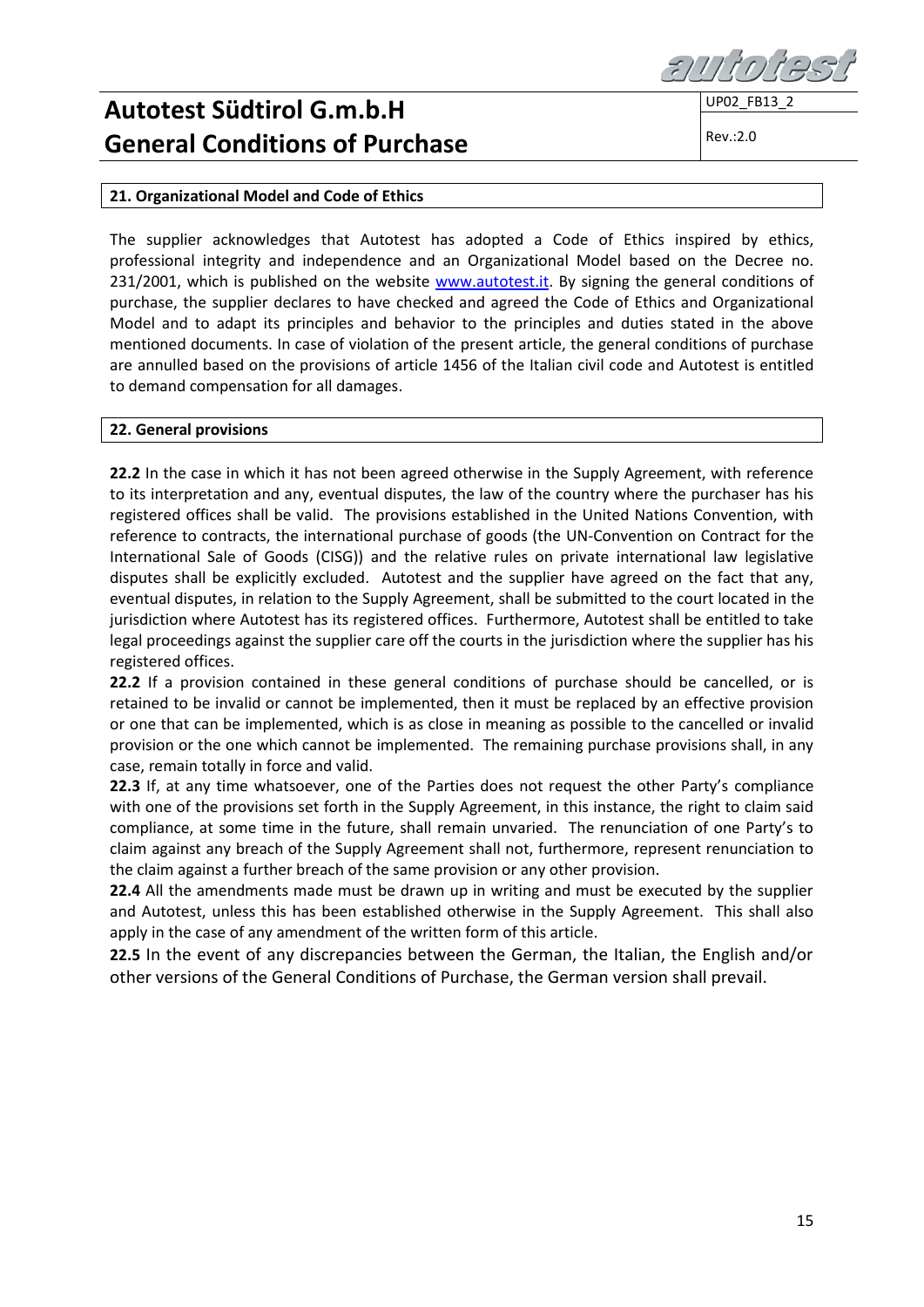## 21. Organizational Model and Code of Ethics

The supplier acknowledges that Autotest has adopted a Code of Ethics inspired by ethics, professional integrity and independence and an Organizational Model based on the Decree no. 231/2001, which is published on the website [www.autotest.it](http://www.autotest.it). By signing the general conditions of purchase, the supplier declares to have checked and agreed the Code of Ethics and Organizational Model and to adapt its principles and behavior to the principles and duties stated in the above mentioned documents. In case of violation of the present article, the general conditions of purchase are annulled based on the provisions of article 1456 of the Italian civil code and Autotest is entitled to demand compensation for all damages.

## 22. General provisions

**22.2** In the case in which it has not been agreed otherwise in the Supply Agreement, with reference to its interpretation and any, eventual disputes, the law of the country where the purchaser has his registered offices shall be valid. The provisions established in the United Nations Convention, with reference to contracts, the international purchase of goods (the UN-Convention on Contract for the International Sale of Goods (CISG)) and the relative rules on private international law legislative disputes shall be explicitly excluded. Autotest and the supplier have agreed on the fact that any, eventual disputes, in relation to the Supply Agreement, shall be submitted to the court located in the jurisdiction where Autotest has its registered offices. Furthermore, Autotest shall be entitled to take legal proceedings against the supplier care off the courts in the jurisdiction where the supplier has his registered offices.

**22.2** If a provision contained in these general conditions of purchase should be cancelled, or is retained to be invalid or cannot be implemented, then it must be replaced by an effective provision or one that can be implemented, which is as close in meaning as possible to the cancelled or invalid provision or the one which cannot be implemented. The remaining purchase provisions shall, in any case, remain totally in force and valid.

**22.3** If, at any time whatsoever, one of the Parties does not request the other Party's compliance with one of the provisions set forth in the Supply Agreement, in this instance, the right to claim said compliance, at some time in the future, shall remain unvaried. The renunciation of one Party's to claim against any breach of the Supply Agreement shall not, furthermore, represent renunciation to the claim against a further breach of the same provision or any other provision.

**22.4** All the amendments made must be drawn up in writing and must be executed by the supplier and Autotest, unless this has been established otherwise in the Supply Agreement. This shall also apply in the case of any amendment of the written form of this article.

**22.5** In the event of any discrepancies between the German, the Italian, the English and/or other versions of the General Conditions of Purchase, the German version shall prevail.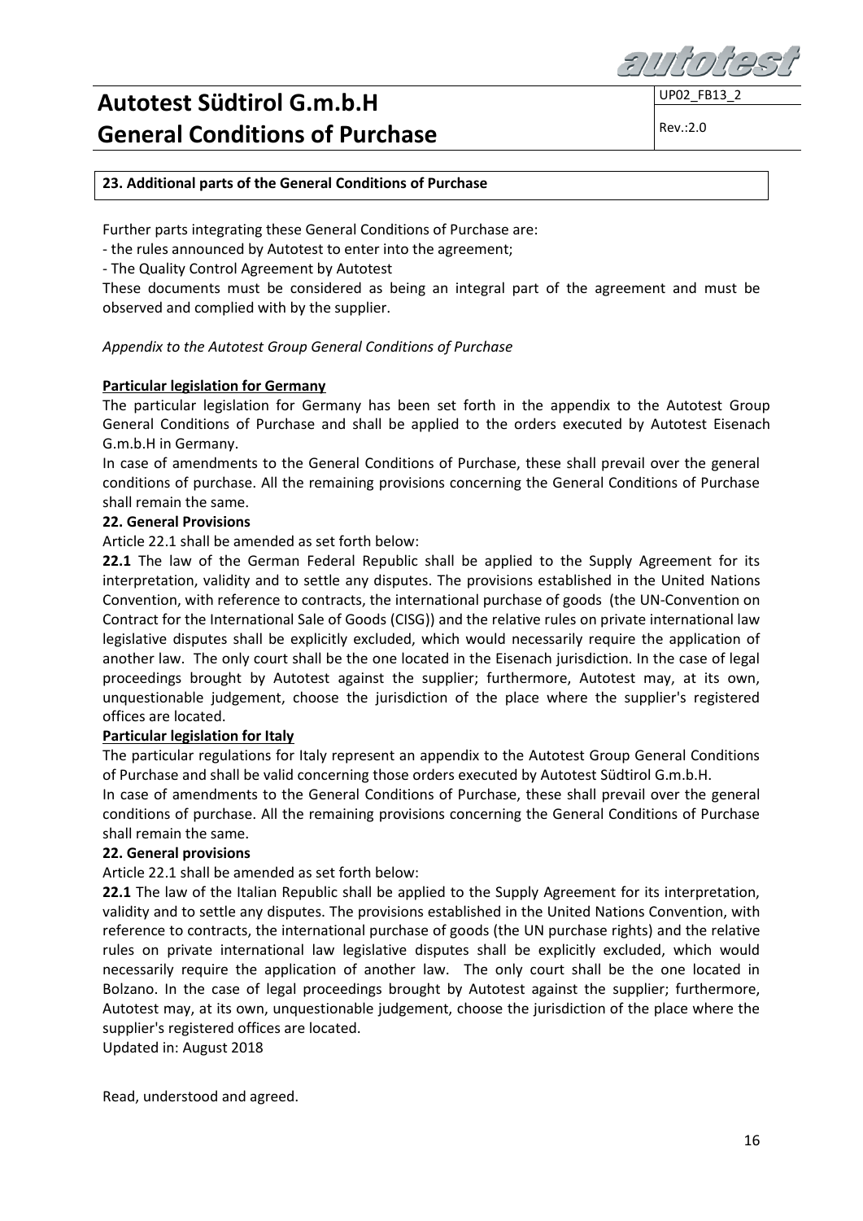**23. Additional parts of the General Conditions of Purchase**

Further parts integrating these General Conditions of Purchase are:
- the rules announced by Autotest to enter into the agreement;
- The Quality Control Agreement by Autotest

These documents must be considered as being an integral part of the agreement and must be observed and complied with by the supplier.

*Appendix to the Autotest Group General Conditions of Purchase*

**Particular legislation for Germany**

The particular legislation for Germany has been set forth in the appendix to the Autotest Group General Conditions of Purchase and shall be applied to the orders executed by Autotest Eisenach G.m.b.H in Germany.

In case of amendments to the General Conditions of Purchase, these shall prevail over the general conditions of purchase. All the remaining provisions concerning the General Conditions of Purchase shall remain the same.

**22. General Provisions**

Article 22.1 shall be amended as set forth below:

**22.1** The law of the German Federal Republic shall be applied to the Supply Agreement for its interpretation, validity and to settle any disputes. The provisions established in the United Nations Convention, with reference to contracts, the international purchase of goods (the UN-Convention on Contract for the International Sale of Goods (CISG)) and the relative rules on private international law legislative disputes shall be explicitly excluded, which would necessarily require the application of another law. The only court shall be the one located in the Eisenach jurisdiction. In the case of legal proceedings brought by Autotest against the supplier; furthermore, Autotest may, at its own, unquestionable judgement, choose the jurisdiction of the place where the supplier's registered offices are located.

**Particular legislation for Italy**

The particular regulations for Italy represent an appendix to the Autotest Group General Conditions of Purchase and shall be valid concerning those orders executed by Autotest Südtirol G.m.b.H.

In case of amendments to the General Conditions of Purchase, these shall prevail over the general conditions of purchase. All the remaining provisions concerning the General Conditions of Purchase shall remain the same.

**22. General provisions**

Article 22.1 shall be amended as set forth below:

**22.1** The law of the Italian Republic shall be applied to the Supply Agreement for its interpretation, validity and to settle any disputes. The provisions established in the United Nations Convention, with reference to contracts, the international purchase of goods (the UN purchase rights) and the relative rules on private international law legislative disputes shall be explicitly excluded, which would necessarily require the application of another law. The only court shall be the one located in Bolzano. In the case of legal proceedings brought by Autotest against the supplier; furthermore, Autotest may, at its own, unquestionable judgement, choose the jurisdiction of the place where the supplier's registered offices are located.

Updated in: August 2018

Read, understood and agreed.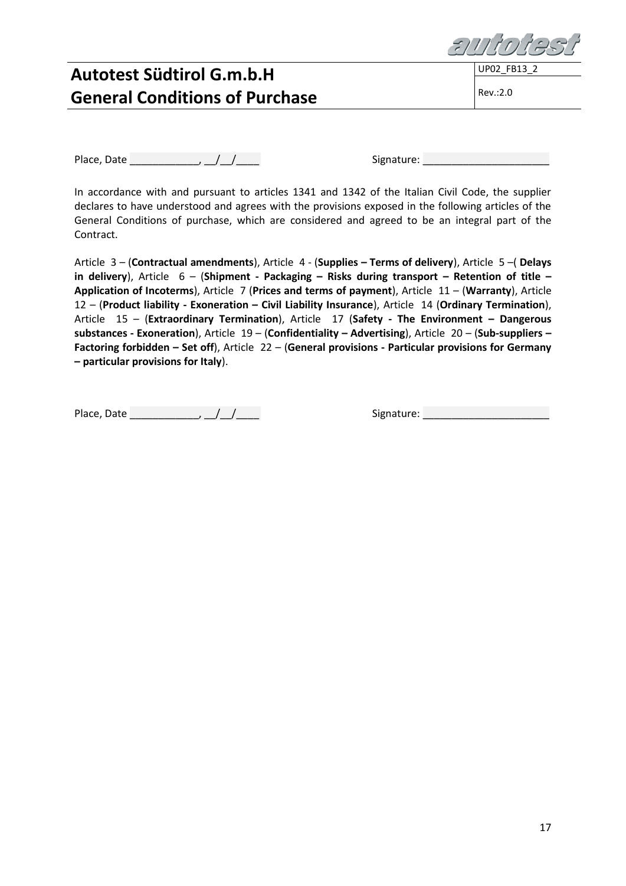Place, Date ____________, __/__/____ Signature: ______________________

In accordance with and pursuant to articles 1341 and 1342 of the Italian Civil Code, the supplier declares to have understood and agrees with the provisions exposed in the following articles of the General Conditions of purchase, which are considered and agreed to be an integral part of the Contract.

Article 3 – (**Contractual amendments**), Article 4 - (**Supplies – Terms of delivery**), Article 5 –( **Delays in delivery**), Article 6 – (**Shipment - Packaging – Risks during transport – Retention of title – Application of Incoterms**), Article 7 (**Prices and terms of payment**), Article 11 – (**Warranty**), Article 12 – (**Product liability - Exoneration – Civil Liability Insurance**), Article 14 (**Ordinary Termination**), Article 15 – (**Extraordinary Termination**), Article 17 (**Safety - The Environment – Dangerous substances - Exoneration**), Article 19 – (**Confidentiality – Advertising**), Article 20 – (**Sub-suppliers – Factoring forbidden – Set off**), Article 22 – (**General provisions - Particular provisions for Germany – particular provisions for Italy**).

Place, Date ____________, __/__/____ Signature: ______________________